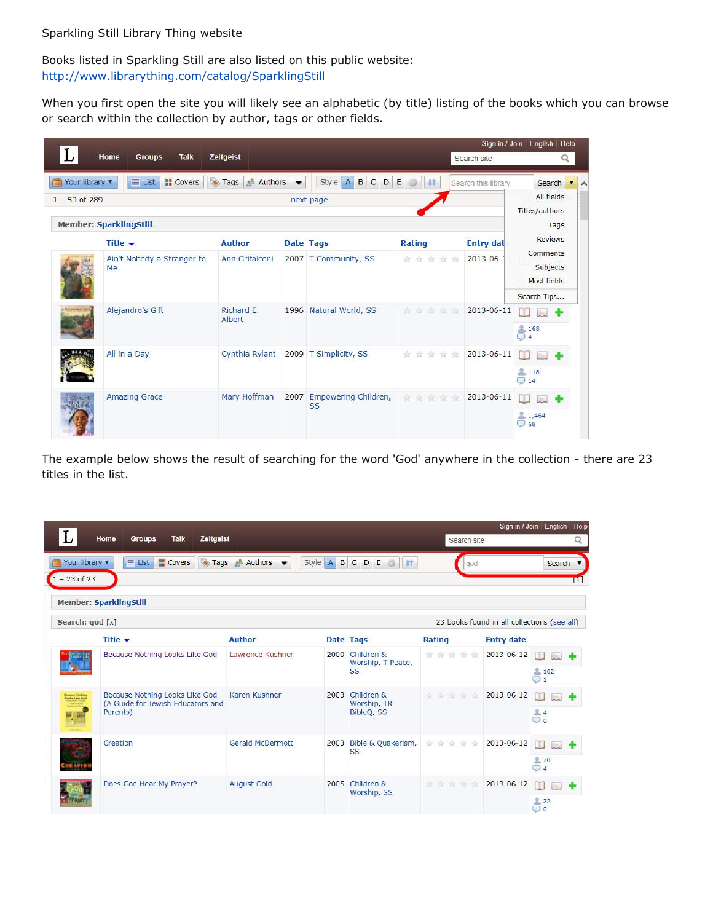Sparkling Still Library Thing website

Books listed in Sparkling Still are also listed on this public website:
http://www.librarything.com/catalog/SparklingStill

When you first open the site you will likely see an alphabetic (by title) listing of the books which you can browse or search within the collection by author, tags or other fields.

The example below shows the result of searching for the word 'God' anywhere in the collection - there are 23 titles in the list.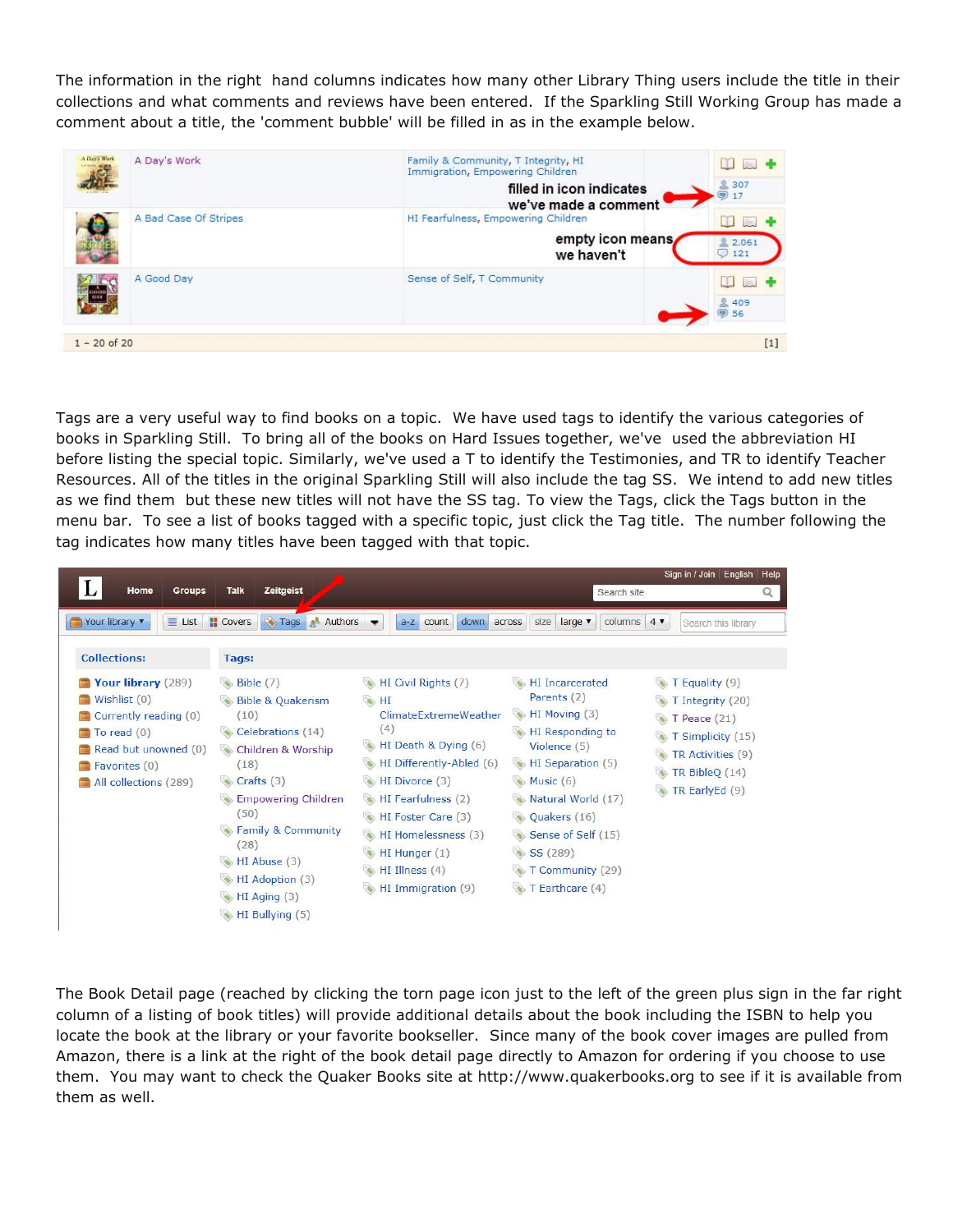The information in the right hand columns indicates how many other Library Thing users include the title in their collections and what comments and reviews have been entered. If the Sparkling Still Working Group has made a comment about a title, the 'comment bubble' will be filled in as in the example below.

| | Title | Tags | Stats |
|---|---|---|---|
| | A Day's Work | Family & Community, T Integrity, HI Immigration, Empowering Children | 307 / 17 |
| | A Bad Case Of Stripes | HI Fearfulness, Empowering Children | 2,061 / 121 |
| | A Good Day | Sense of Self, T Community | 409 / 56 |

filled in icon indicates we've made a comment

empty icon means we haven't

1 – 20 of 20 [1]

Tags are a very useful way to find books on a topic. We have used tags to identify the various categories of books in Sparkling Still. To bring all of the books on Hard Issues together, we've used the abbreviation HI before listing the special topic. Similarly, we've used a T to identify the Testimonies, and TR to identify Teacher Resources. All of the titles in the original Sparkling Still will also include the tag SS. We intend to add new titles as we find them but these new titles will not have the SS tag. To view the Tags, click the Tags button in the menu bar. To see a list of books tagged with a specific topic, just click the Tag title. The number following the tag indicates how many titles have been tagged with that topic.

**Collections:**

- Your library (289)
- Wishlist (0)
- Currently reading (0)
- To read (0)
- Read but unowned (0)
- Favorites (0)
- All collections (289)

**Tags:**

- Bible (7)
- Bible & Quakerism (10)
- Celebrations (14)
- Children & Worship (18)
- Crafts (3)
- Empowering Children (50)
- Family & Community (28)
- HI Abuse (3)
- HI Adoption (3)
- HI Aging (3)
- HI Bullying (5)
- HI Civil Rights (7)
- HI ClimateExtremeWeather (4)
- HI Death & Dying (6)
- HI Differently-Abled (6)
- HI Divorce (3)
- HI Fearfulness (2)
- HI Foster Care (3)
- HI Homelessness (3)
- HI Hunger (1)
- HI Illness (4)
- HI Immigration (9)
- HI Incarcerated Parents (2)
- HI Moving (3)
- HI Responding to Violence (5)
- HI Separation (5)
- Music (6)
- Natural World (17)
- Quakers (16)
- Sense of Self (15)
- SS (289)
- T Community (29)
- T Earthcare (4)
- T Equality (9)
- T Integrity (20)
- T Peace (21)
- T Simplicity (15)
- TR Activities (9)
- TR BibleQ (14)
- TR EarlyEd (9)

The Book Detail page (reached by clicking the torn page icon just to the left of the green plus sign in the far right column of a listing of book titles) will provide additional details about the book including the ISBN to help you locate the book at the library or your favorite bookseller. Since many of the book cover images are pulled from Amazon, there is a link at the right of the book detail page directly to Amazon for ordering if you choose to use them. You may want to check the Quaker Books site at http://www.quakerbooks.org to see if it is available from them as well.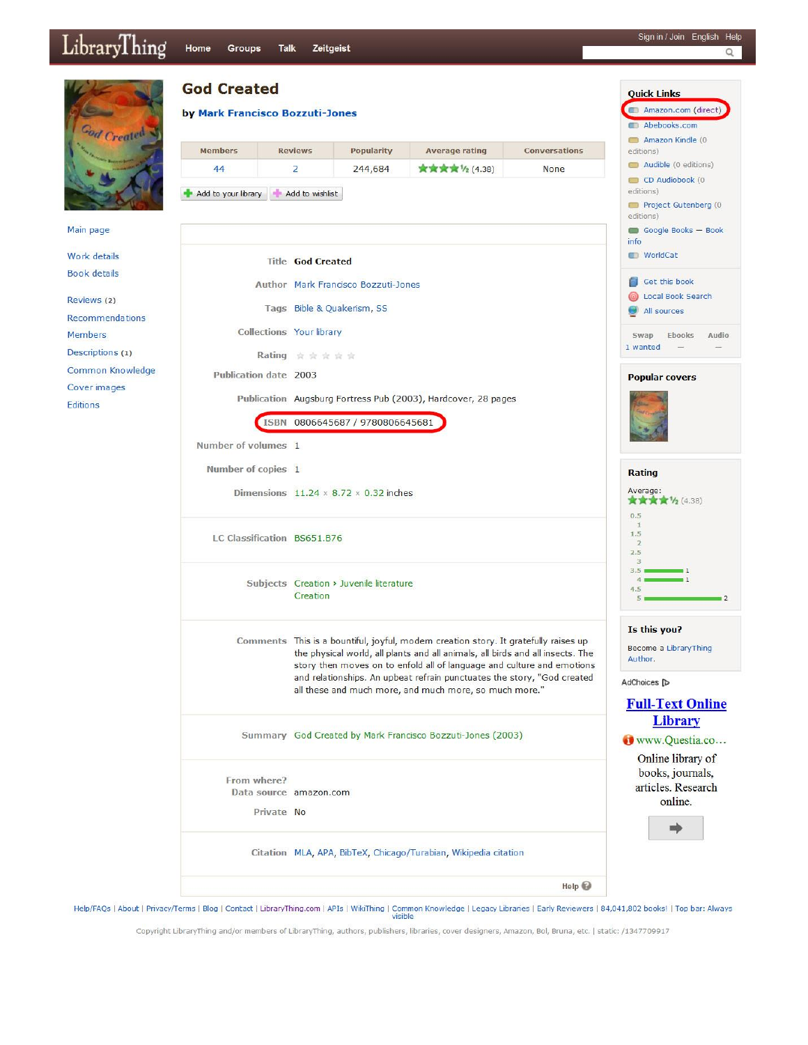LibraryThing Home Groups Talk Zeitgeist

Sign in / Join English Help

# God Created

**by Mark Francisco Bozzuti-Jones**

| Members | Reviews | Popularity | Average rating | Conversations |
|---|---|---|---|---|
| 44 | 2 | 244,684 | ★★★★½ (4.38) | None |

Add to your library | Add to wishlist

Main page

Work details
Book details

Reviews (2)
Recommendations
Members
Descriptions (1)
Common Knowledge
Cover images
Editions

Title: **God Created**

Author: Mark Francisco Bozzuti-Jones

Tags: Bible & Quakerism, SS

Collections: Your library

Rating: ☆☆☆☆☆

Publication date: 2003

Publication: Augsburg Fortress Pub (2003), Hardcover, 28 pages

ISBN: 0806645687 / 9780806645681

Number of volumes: 1

Number of copies: 1

Dimensions: 11.24 × 8.72 × 0.32 inches

LC Classification: BS651.B76

Subjects: Creation › Juvenile literature
Creation

Comments: This is a bountiful, joyful, modern creation story. It gratefully raises up the physical world, all plants and all animals, all birds and all insects. The story then moves on to enfold all of language and culture and emotions and relationships. An upbeat refrain punctuates the story, "God created all these and much more, and much more, so much more."

Summary: God Created by Mark Francisco Bozzuti-Jones (2003)

From where?
Data source: amazon.com

Private: No

Citation: MLA, APA, BibTeX, Chicago/Turabian, Wikipedia citation

Help

**Quick Links**

- Amazon.com (direct)
- Abebooks.com
- Amazon Kindle (0 editions)
- Audible (0 editions)
- CD Audiobook (0 editions)
- Project Gutenberg (0 editions)
- Google Books — Book info
- WorldCat

- Get this book
- Local Book Search
- All sources

Swap: 1 wanted | Ebooks: — | Audio: —

**Popular covers**

**Rating**

Average: ★★★★½ (4.38)

0.5
1
1.5
2
2.5
3
3.5 1
4 1
4.5
5 2

**Is this you?**

Become a LibraryThing Author.

AdChoices

**Full-Text Online Library**

www.Questia.co...

Online library of books, journals, articles. Research online.

Help/FAQs | About | Privacy/Terms | Blog | Contact | LibraryThing.com | APIs | WikiThing | Common Knowledge | Legacy Libraries | Early Reviewers | 84,041,802 books! | Top bar: Always visible

Copyright LibraryThing and/or members of LibraryThing, authors, publishers, libraries, cover designers, Amazon, Bol, Bruna, etc. | static: /1347709917